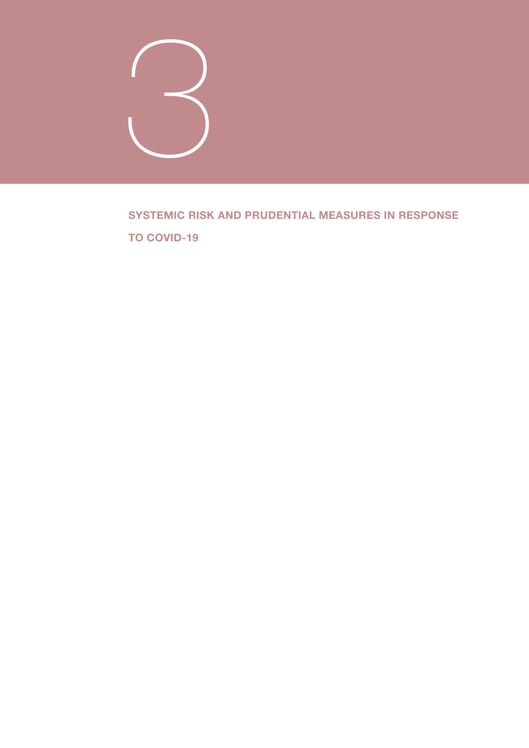# 3

## SYSTEMIC RISK AND PRUDENTIAL MEASURES IN RESPONSE TO COVID-19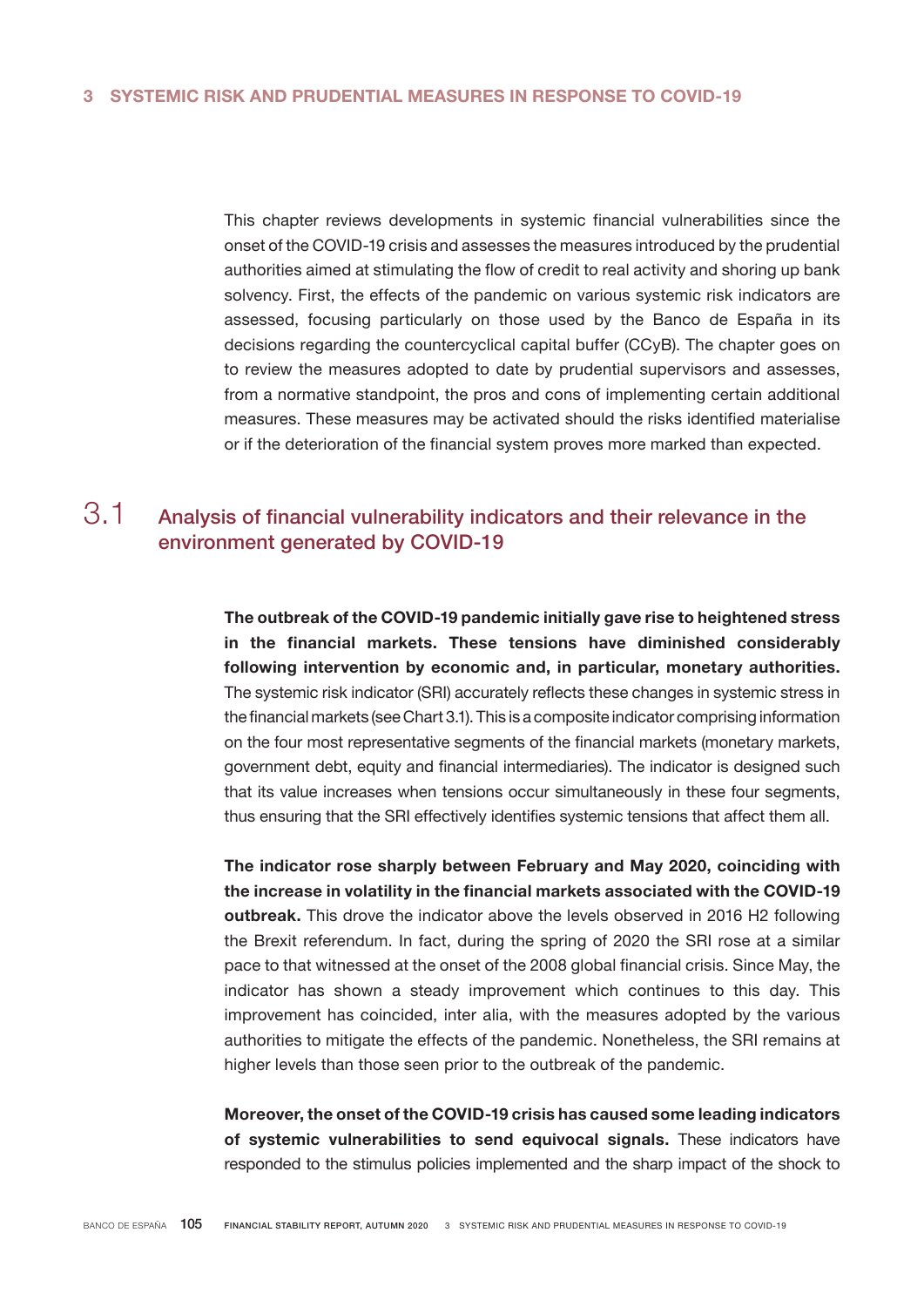# 3 SYSTEMIC RISK AND PRUDENTIAL MEASURES IN RESPONSE TO COVID-19

This chapter reviews developments in systemic financial vulnerabilities since the onset of the COVID-19 crisis and assesses the measures introduced by the prudential authorities aimed at stimulating the flow of credit to real activity and shoring up bank solvency. First, the effects of the pandemic on various systemic risk indicators are assessed, focusing particularly on those used by the Banco de España in its decisions regarding the countercyclical capital buffer (CCyB). The chapter goes on to review the measures adopted to date by prudential supervisors and assesses, from a normative standpoint, the pros and cons of implementing certain additional measures. These measures may be activated should the risks identified materialise or if the deterioration of the financial system proves more marked than expected.

## 3.1 Analysis of financial vulnerability indicators and their relevance in the environment generated by COVID-19

**The outbreak of the COVID-19 pandemic initially gave rise to heightened stress in the financial markets. These tensions have diminished considerably following intervention by economic and, in particular, monetary authorities.** The systemic risk indicator (SRI) accurately reflects these changes in systemic stress in the financial markets (see Chart 3.1). This is a composite indicator comprising information on the four most representative segments of the financial markets (monetary markets, government debt, equity and financial intermediaries). The indicator is designed such that its value increases when tensions occur simultaneously in these four segments, thus ensuring that the SRI effectively identifies systemic tensions that affect them all.

**The indicator rose sharply between February and May 2020, coinciding with the increase in volatility in the financial markets associated with the COVID-19 outbreak.** This drove the indicator above the levels observed in 2016 H2 following the Brexit referendum. In fact, during the spring of 2020 the SRI rose at a similar pace to that witnessed at the onset of the 2008 global financial crisis. Since May, the indicator has shown a steady improvement which continues to this day. This improvement has coincided, inter alia, with the measures adopted by the various authorities to mitigate the effects of the pandemic. Nonetheless, the SRI remains at higher levels than those seen prior to the outbreak of the pandemic.

**Moreover, the onset of the COVID-19 crisis has caused some leading indicators of systemic vulnerabilities to send equivocal signals.** These indicators have responded to the stimulus policies implemented and the sharp impact of the shock to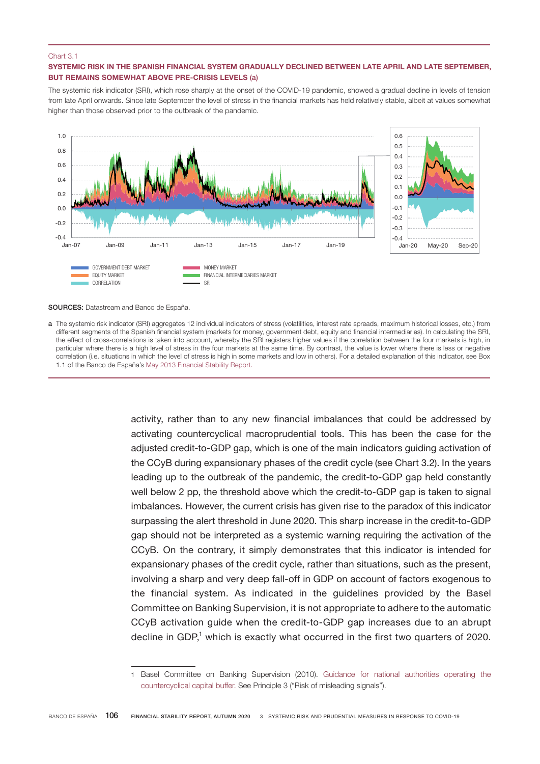Chart 3.1

**SYSTEMIC RISK IN THE SPANISH FINANCIAL SYSTEM GRADUALLY DECLINED BETWEEN LATE APRIL AND LATE SEPTEMBER, BUT REMAINS SOMEWHAT ABOVE PRE-CRISIS LEVELS (a)**

The systemic risk indicator (SRI), which rose sharply at the onset of the COVID-19 pandemic, showed a gradual decline in levels of tension from late April onwards. Since late September the level of stress in the financial markets has held relatively stable, albeit at values somewhat higher than those observed prior to the outbreak of the pandemic.

1.0
0.8
0.6
0.4
0.2
0.0
-0.2
-0.4
Jan-07 Jan-09 Jan-11 Jan-13 Jan-15 Jan-17 Jan-19

0.6
0.5
0.4
0.3
0.2
0.1
0.0
-0.1
-0.2
-0.3
-0.4
Jan-20 May-20 Sep-20

GOVERNMENT DEBT MARKET
EQUITY MARKET
CORRELATION
MONEY MARKET
FINANCIAL INTERMEDIARIES MARKET
SRI

**SOURCES:** Datastream and Banco de España.

**a** The systemic risk indicator (SRI) aggregates 12 individual indicators of stress (volatilities, interest rate spreads, maximum historical losses, etc.) from different segments of the Spanish financial system (markets for money, government debt, equity and financial intermediaries). In calculating the SRI, the effect of cross-correlations is taken into account, whereby the SRI registers higher values if the correlation between the four markets is high, in particular where there is a high level of stress in the four markets at the same time. By contrast, the value is lower where there is less or negative correlation (i.e. situations in which the level of stress is high in some markets and low in others). For a detailed explanation of this indicator, see Box 1.1 of the Banco de España's May 2013 Financial Stability Report.

activity, rather than to any new financial imbalances that could be addressed by activating countercyclical macroprudential tools. This has been the case for the adjusted credit-to-GDP gap, which is one of the main indicators guiding activation of the CCyB during expansionary phases of the credit cycle (see Chart 3.2). In the years leading up to the outbreak of the pandemic, the credit-to-GDP gap held constantly well below 2 pp, the threshold above which the credit-to-GDP gap is taken to signal imbalances. However, the current crisis has given rise to the paradox of this indicator surpassing the alert threshold in June 2020. This sharp increase in the credit-to-GDP gap should not be interpreted as a systemic warning requiring the activation of the CCyB. On the contrary, it simply demonstrates that this indicator is intended for expansionary phases of the credit cycle, rather than situations, such as the present, involving a sharp and very deep fall-off in GDP on account of factors exogenous to the financial system. As indicated in the guidelines provided by the Basel Committee on Banking Supervision, it is not appropriate to adhere to the automatic CCyB activation guide when the credit-to-GDP gap increases due to an abrupt decline in GDP,[1] which is exactly what occurred in the first two quarters of 2020.

1 Basel Committee on Banking Supervision (2010). Guidance for national authorities operating the countercyclical capital buffer. See Principle 3 ("Risk of misleading signals").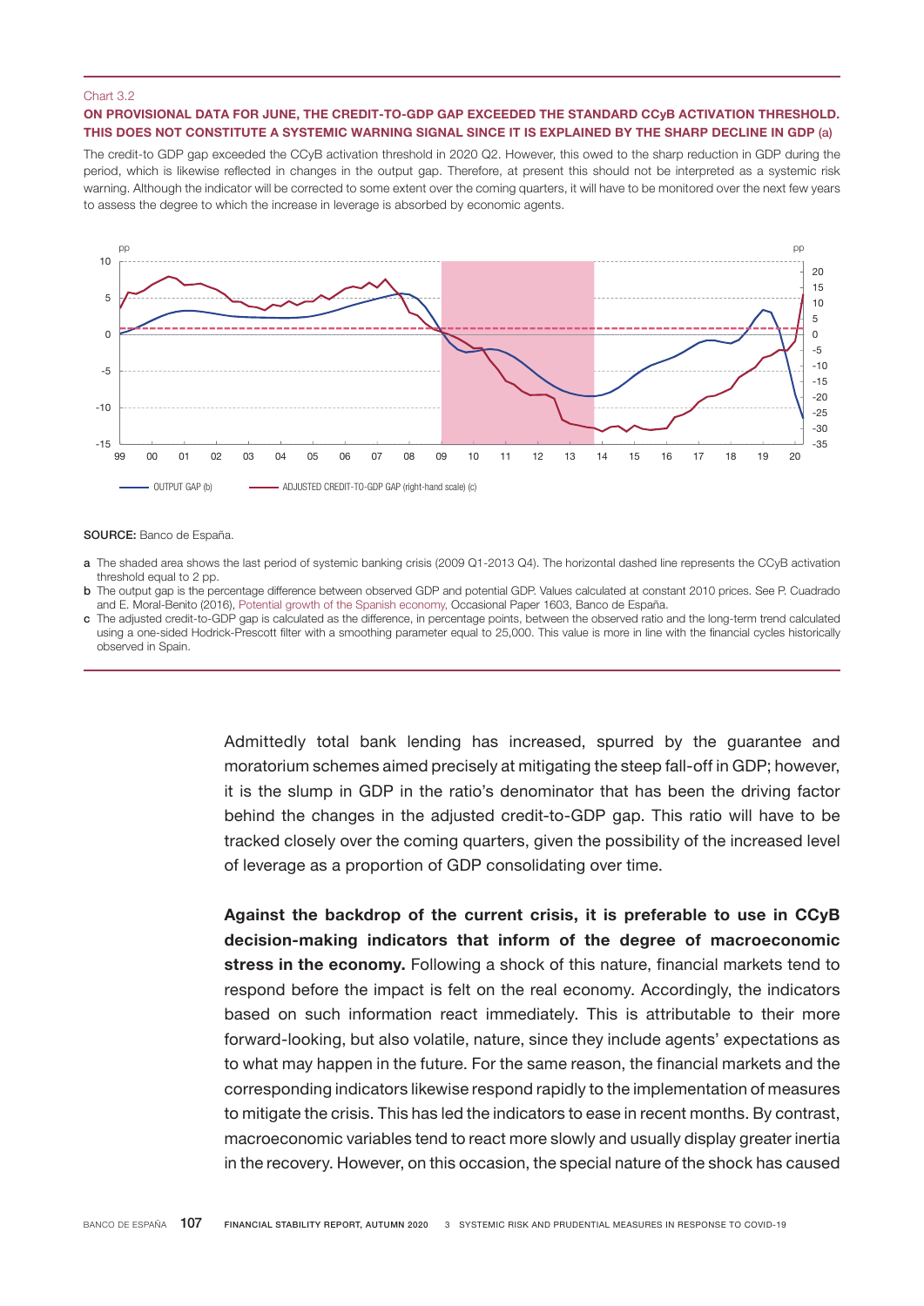Chart 3.2

**ON PROVISIONAL DATA FOR JUNE, THE CREDIT-TO-GDP GAP EXCEEDED THE STANDARD CCyB ACTIVATION THRESHOLD. THIS DOES NOT CONSTITUTE A SYSTEMIC WARNING SIGNAL SINCE IT IS EXPLAINED BY THE SHARP DECLINE IN GDP (a)**

The credit-to GDP gap exceeded the CCyB activation threshold in 2020 Q2. However, this owed to the sharp reduction in GDP during the period, which is likewise reflected in changes in the output gap. Therefore, at present this should not be interpreted as a systemic risk warning. Although the indicator will be corrected to some extent over the coming quarters, it will have to be monitored over the next few years to assess the degree to which the increase in leverage is absorbed by economic agents.

pp

10
5
0
-5
-10
-15

99 00 01 02 03 04 05 06 07 08 09 10 11 12 13 14 15 16 17 18 19 20

pp

20
15
10
5
0
-5
-10
-15
-20
-25
-30
-35

OUTPUT GAP (b)
ADJUSTED CREDIT-TO-GDP GAP (right-hand scale) (c)

**SOURCE:** Banco de España.

a The shaded area shows the last period of systemic banking crisis (2009 Q1-2013 Q4). The horizontal dashed line represents the CCyB activation threshold equal to 2 pp.

b The output gap is the percentage difference between observed GDP and potential GDP. Values calculated at constant 2010 prices. See P. Cuadrado and E. Moral-Benito (2016), Potential growth of the Spanish economy, Occasional Paper 1603, Banco de España.

c The adjusted credit-to-GDP gap is calculated as the difference, in percentage points, between the observed ratio and the long-term trend calculated using a one-sided Hodrick-Prescott filter with a smoothing parameter equal to 25,000. This value is more in line with the financial cycles historically observed in Spain.

Admittedly total bank lending has increased, spurred by the guarantee and moratorium schemes aimed precisely at mitigating the steep fall-off in GDP; however, it is the slump in GDP in the ratio's denominator that has been the driving factor behind the changes in the adjusted credit-to-GDP gap. This ratio will have to be tracked closely over the coming quarters, given the possibility of the increased level of leverage as a proportion of GDP consolidating over time.

**Against the backdrop of the current crisis, it is preferable to use in CCyB decision-making indicators that inform of the degree of macroeconomic stress in the economy.** Following a shock of this nature, financial markets tend to respond before the impact is felt on the real economy. Accordingly, the indicators based on such information react immediately. This is attributable to their more forward-looking, but also volatile, nature, since they include agents' expectations as to what may happen in the future. For the same reason, the financial markets and the corresponding indicators likewise respond rapidly to the implementation of measures to mitigate the crisis. This has led the indicators to ease in recent months. By contrast, macroeconomic variables tend to react more slowly and usually display greater inertia in the recovery. However, on this occasion, the special nature of the shock has caused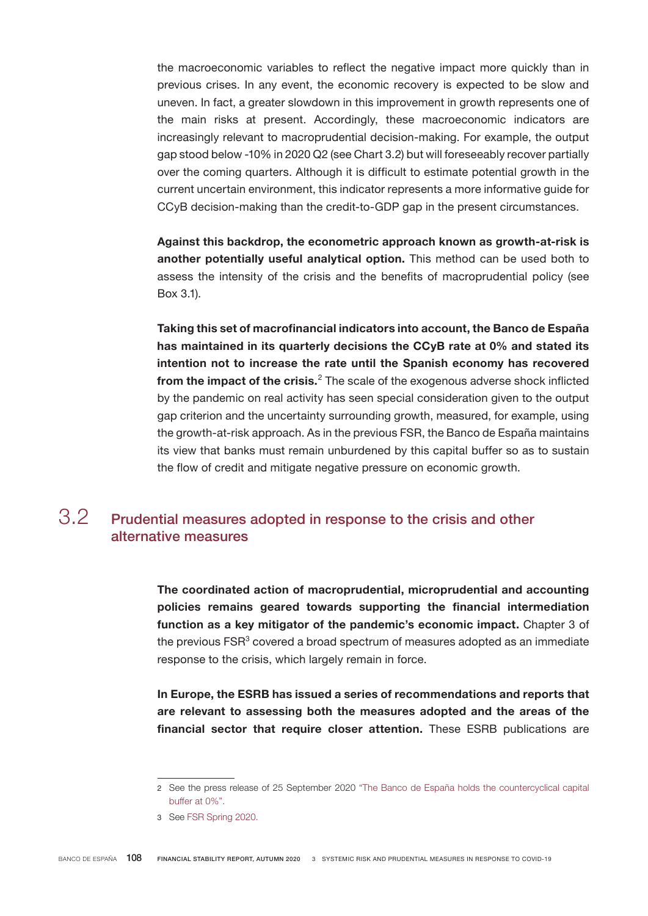the macroeconomic variables to reflect the negative impact more quickly than in previous crises. In any event, the economic recovery is expected to be slow and uneven. In fact, a greater slowdown in this improvement in growth represents one of the main risks at present. Accordingly, these macroeconomic indicators are increasingly relevant to macroprudential decision-making. For example, the output gap stood below -10% in 2020 Q2 (see Chart 3.2) but will foreseeably recover partially over the coming quarters. Although it is difficult to estimate potential growth in the current uncertain environment, this indicator represents a more informative guide for CCyB decision-making than the credit-to-GDP gap in the present circumstances.

**Against this backdrop, the econometric approach known as growth-at-risk is another potentially useful analytical option.** This method can be used both to assess the intensity of the crisis and the benefits of macroprudential policy (see Box 3.1).

**Taking this set of macrofinancial indicators into account, the Banco de España has maintained in its quarterly decisions the CCyB rate at 0% and stated its intention not to increase the rate until the Spanish economy has recovered from the impact of the crisis.**[2] The scale of the exogenous adverse shock inflicted by the pandemic on real activity has seen special consideration given to the output gap criterion and the uncertainty surrounding growth, measured, for example, using the growth-at-risk approach. As in the previous FSR, the Banco de España maintains its view that banks must remain unburdened by this capital buffer so as to sustain the flow of credit and mitigate negative pressure on economic growth.

## 3.2 Prudential measures adopted in response to the crisis and other alternative measures

**The coordinated action of macroprudential, microprudential and accounting policies remains geared towards supporting the financial intermediation function as a key mitigator of the pandemic's economic impact.** Chapter 3 of the previous FSR[3] covered a broad spectrum of measures adopted as an immediate response to the crisis, which largely remain in force.

**In Europe, the ESRB has issued a series of recommendations and reports that are relevant to assessing both the measures adopted and the areas of the financial sector that require closer attention.** These ESRB publications are

2 See the press release of 25 September 2020 "The Banco de España holds the countercyclical capital buffer at 0%".

3 See FSR Spring 2020.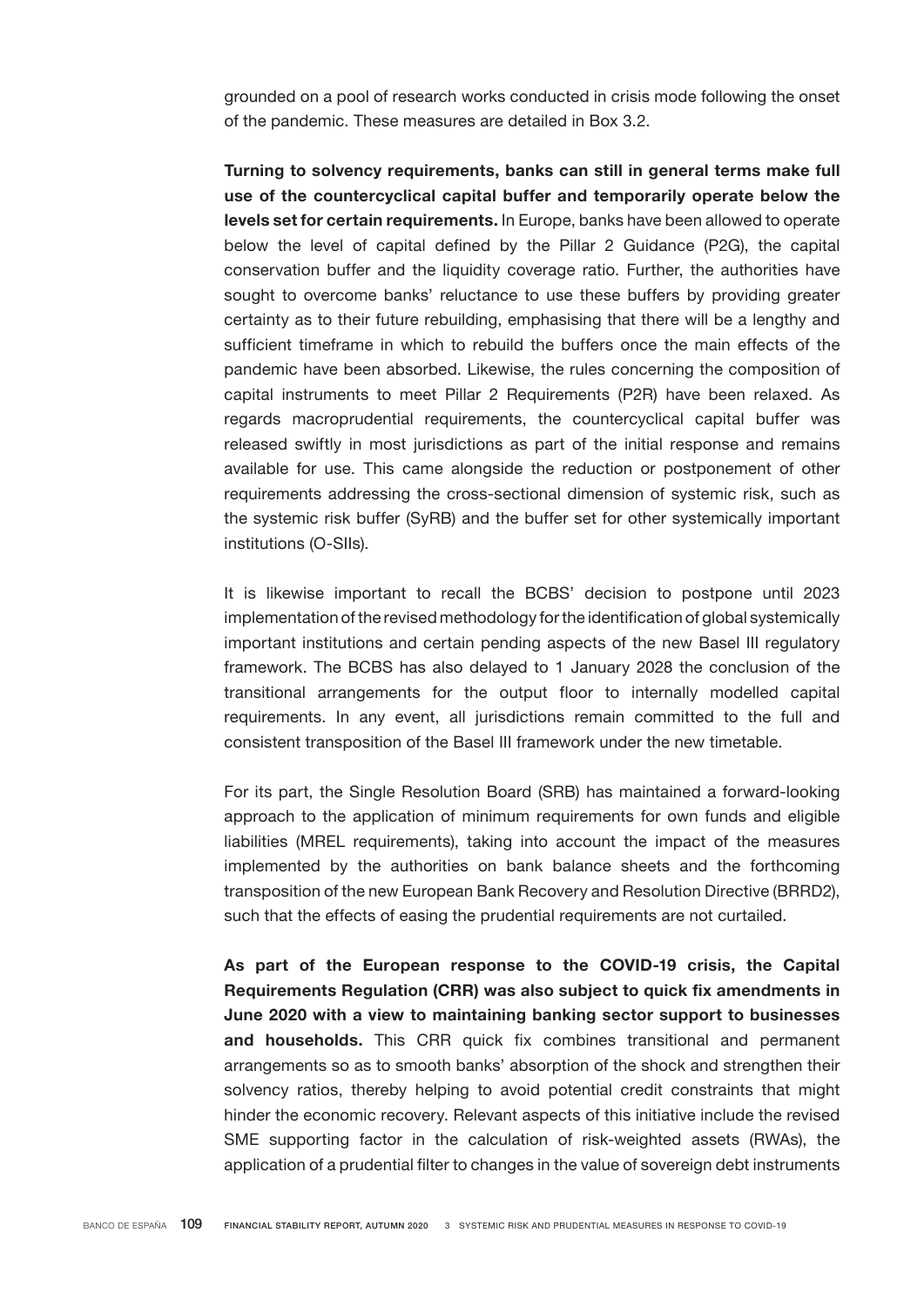grounded on a pool of research works conducted in crisis mode following the onset of the pandemic. These measures are detailed in Box 3.2.

**Turning to solvency requirements, banks can still in general terms make full use of the countercyclical capital buffer and temporarily operate below the levels set for certain requirements.** In Europe, banks have been allowed to operate below the level of capital defined by the Pillar 2 Guidance (P2G), the capital conservation buffer and the liquidity coverage ratio. Further, the authorities have sought to overcome banks' reluctance to use these buffers by providing greater certainty as to their future rebuilding, emphasising that there will be a lengthy and sufficient timeframe in which to rebuild the buffers once the main effects of the pandemic have been absorbed. Likewise, the rules concerning the composition of capital instruments to meet Pillar 2 Requirements (P2R) have been relaxed. As regards macroprudential requirements, the countercyclical capital buffer was released swiftly in most jurisdictions as part of the initial response and remains available for use. This came alongside the reduction or postponement of other requirements addressing the cross-sectional dimension of systemic risk, such as the systemic risk buffer (SyRB) and the buffer set for other systemically important institutions (O-SIIs).

It is likewise important to recall the BCBS' decision to postpone until 2023 implementation of the revised methodology for the identification of global systemically important institutions and certain pending aspects of the new Basel III regulatory framework. The BCBS has also delayed to 1 January 2028 the conclusion of the transitional arrangements for the output floor to internally modelled capital requirements. In any event, all jurisdictions remain committed to the full and consistent transposition of the Basel III framework under the new timetable.

For its part, the Single Resolution Board (SRB) has maintained a forward-looking approach to the application of minimum requirements for own funds and eligible liabilities (MREL requirements), taking into account the impact of the measures implemented by the authorities on bank balance sheets and the forthcoming transposition of the new European Bank Recovery and Resolution Directive (BRRD2), such that the effects of easing the prudential requirements are not curtailed.

**As part of the European response to the COVID-19 crisis, the Capital Requirements Regulation (CRR) was also subject to quick fix amendments in June 2020 with a view to maintaining banking sector support to businesses and households.** This CRR quick fix combines transitional and permanent arrangements so as to smooth banks' absorption of the shock and strengthen their solvency ratios, thereby helping to avoid potential credit constraints that might hinder the economic recovery. Relevant aspects of this initiative include the revised SME supporting factor in the calculation of risk-weighted assets (RWAs), the application of a prudential filter to changes in the value of sovereign debt instruments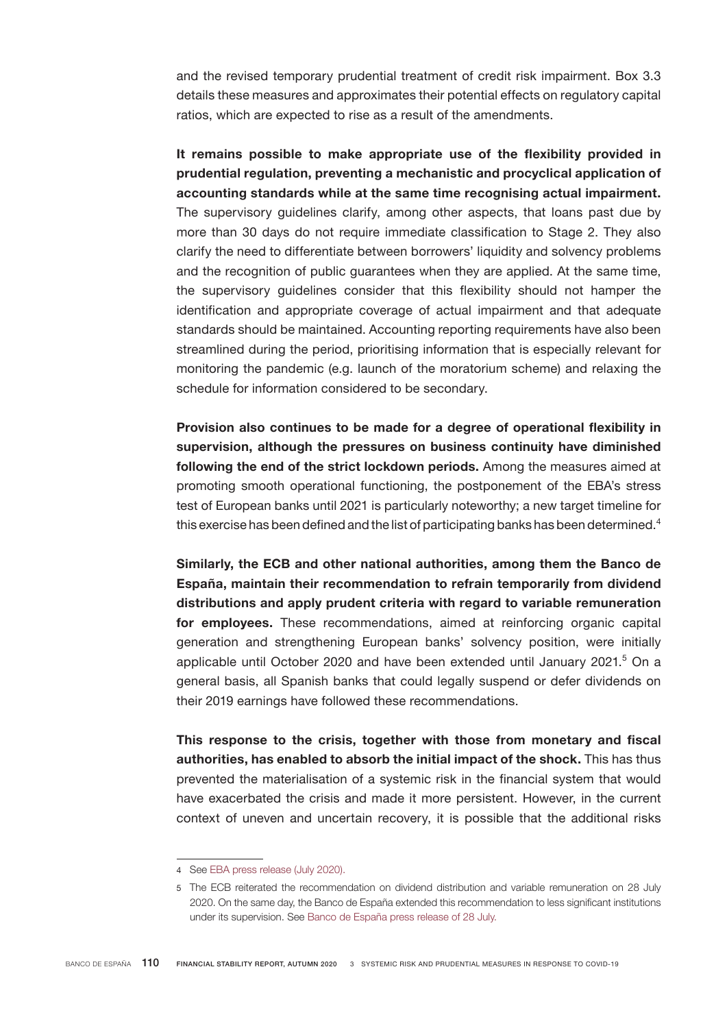and the revised temporary prudential treatment of credit risk impairment. Box 3.3 details these measures and approximates their potential effects on regulatory capital ratios, which are expected to rise as a result of the amendments.

**It remains possible to make appropriate use of the flexibility provided in prudential regulation, preventing a mechanistic and procyclical application of accounting standards while at the same time recognising actual impairment.** The supervisory guidelines clarify, among other aspects, that loans past due by more than 30 days do not require immediate classification to Stage 2. They also clarify the need to differentiate between borrowers' liquidity and solvency problems and the recognition of public guarantees when they are applied. At the same time, the supervisory guidelines consider that this flexibility should not hamper the identification and appropriate coverage of actual impairment and that adequate standards should be maintained. Accounting reporting requirements have also been streamlined during the period, prioritising information that is especially relevant for monitoring the pandemic (e.g. launch of the moratorium scheme) and relaxing the schedule for information considered to be secondary.

**Provision also continues to be made for a degree of operational flexibility in supervision, although the pressures on business continuity have diminished following the end of the strict lockdown periods.** Among the measures aimed at promoting smooth operational functioning, the postponement of the EBA's stress test of European banks until 2021 is particularly noteworthy; a new target timeline for this exercise has been defined and the list of participating banks has been determined.[4]

**Similarly, the ECB and other national authorities, among them the Banco de España, maintain their recommendation to refrain temporarily from dividend distributions and apply prudent criteria with regard to variable remuneration for employees.** These recommendations, aimed at reinforcing organic capital generation and strengthening European banks' solvency position, were initially applicable until October 2020 and have been extended until January 2021.[5] On a general basis, all Spanish banks that could legally suspend or defer dividends on their 2019 earnings have followed these recommendations.

**This response to the crisis, together with those from monetary and fiscal authorities, has enabled to absorb the initial impact of the shock.** This has thus prevented the materialisation of a systemic risk in the financial system that would have exacerbated the crisis and made it more persistent. However, in the current context of uneven and uncertain recovery, it is possible that the additional risks

---

4 See EBA press release (July 2020).

5 The ECB reiterated the recommendation on dividend distribution and variable remuneration on 28 July 2020. On the same day, the Banco de España extended this recommendation to less significant institutions under its supervision. See Banco de España press release of 28 July.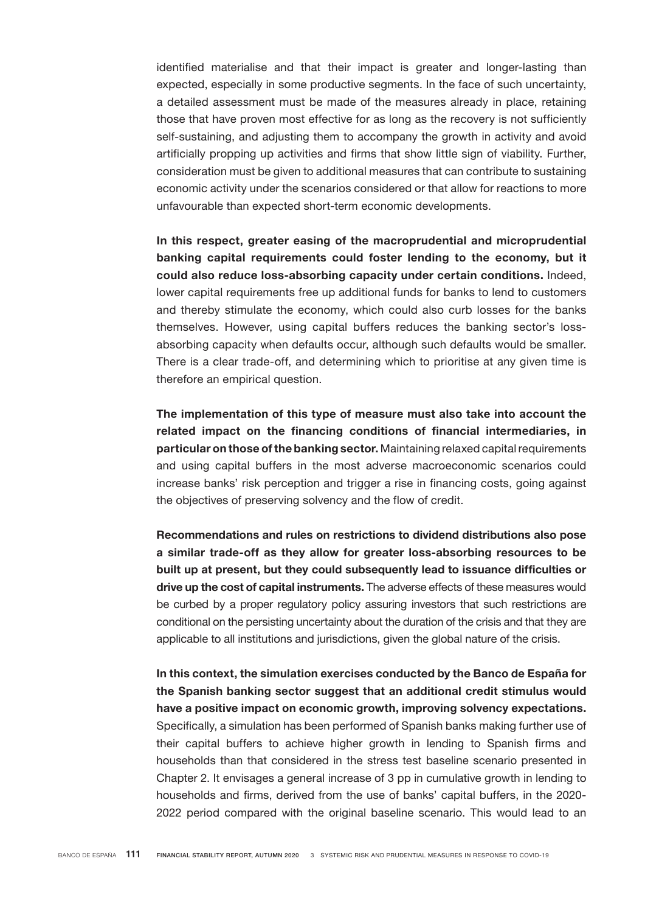identified materialise and that their impact is greater and longer-lasting than expected, especially in some productive segments. In the face of such uncertainty, a detailed assessment must be made of the measures already in place, retaining those that have proven most effective for as long as the recovery is not sufficiently self-sustaining, and adjusting them to accompany the growth in activity and avoid artificially propping up activities and firms that show little sign of viability. Further, consideration must be given to additional measures that can contribute to sustaining economic activity under the scenarios considered or that allow for reactions to more unfavourable than expected short-term economic developments.

**In this respect, greater easing of the macroprudential and microprudential banking capital requirements could foster lending to the economy, but it could also reduce loss-absorbing capacity under certain conditions.** Indeed, lower capital requirements free up additional funds for banks to lend to customers and thereby stimulate the economy, which could also curb losses for the banks themselves. However, using capital buffers reduces the banking sector's loss-absorbing capacity when defaults occur, although such defaults would be smaller. There is a clear trade-off, and determining which to prioritise at any given time is therefore an empirical question.

**The implementation of this type of measure must also take into account the related impact on the financing conditions of financial intermediaries, in particular on those of the banking sector.** Maintaining relaxed capital requirements and using capital buffers in the most adverse macroeconomic scenarios could increase banks' risk perception and trigger a rise in financing costs, going against the objectives of preserving solvency and the flow of credit.

**Recommendations and rules on restrictions to dividend distributions also pose a similar trade-off as they allow for greater loss-absorbing resources to be built up at present, but they could subsequently lead to issuance difficulties or drive up the cost of capital instruments.** The adverse effects of these measures would be curbed by a proper regulatory policy assuring investors that such restrictions are conditional on the persisting uncertainty about the duration of the crisis and that they are applicable to all institutions and jurisdictions, given the global nature of the crisis.

**In this context, the simulation exercises conducted by the Banco de España for the Spanish banking sector suggest that an additional credit stimulus would have a positive impact on economic growth, improving solvency expectations.** Specifically, a simulation has been performed of Spanish banks making further use of their capital buffers to achieve higher growth in lending to Spanish firms and households than that considered in the stress test baseline scenario presented in Chapter 2. It envisages a general increase of 3 pp in cumulative growth in lending to households and firms, derived from the use of banks' capital buffers, in the 2020-2022 period compared with the original baseline scenario. This would lead to an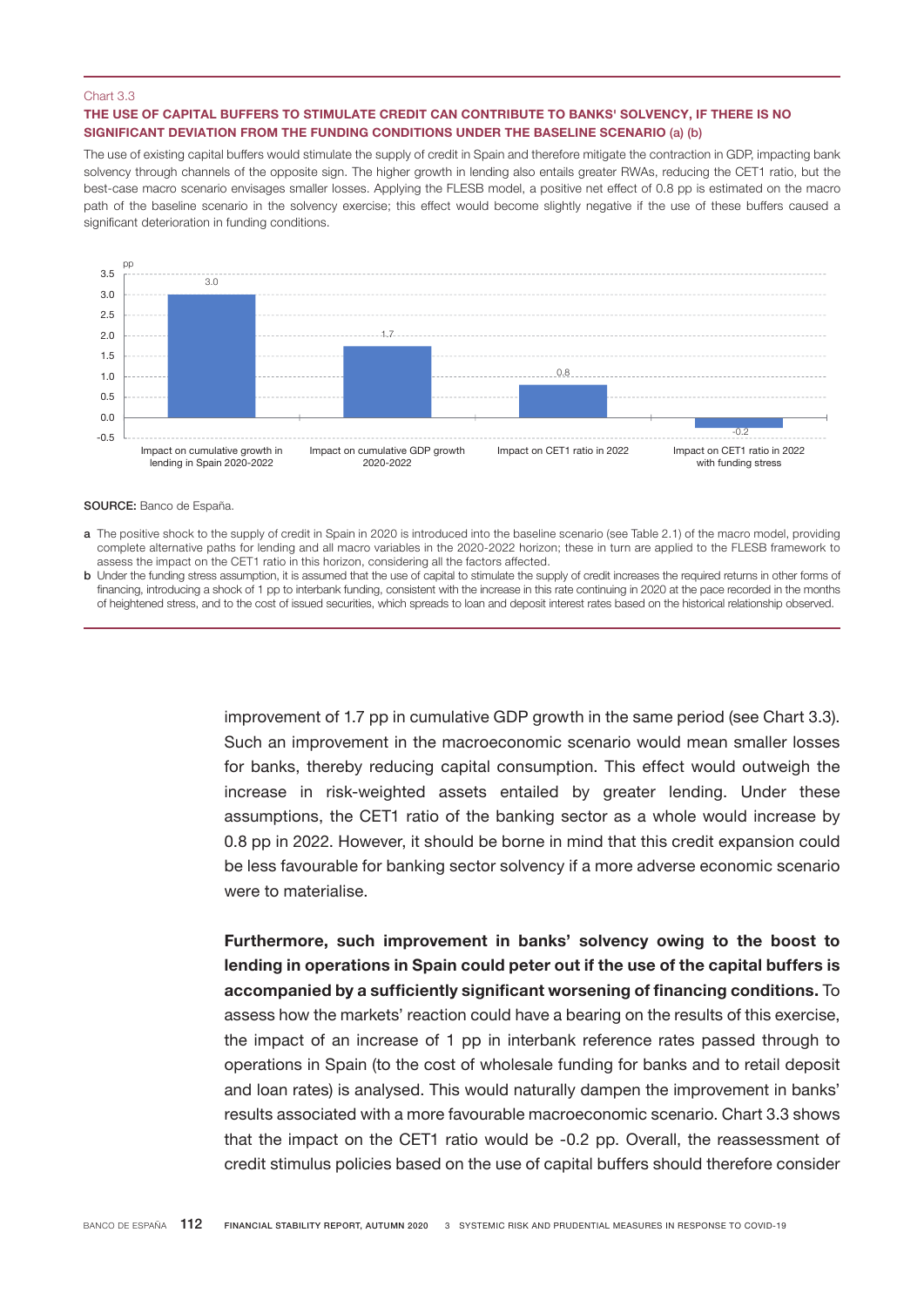Chart 3.3

**THE USE OF CAPITAL BUFFERS TO STIMULATE CREDIT CAN CONTRIBUTE TO BANKS' SOLVENCY, IF THERE IS NO SIGNIFICANT DEVIATION FROM THE FUNDING CONDITIONS UNDER THE BASELINE SCENARIO (a) (b)**

The use of existing capital buffers would stimulate the supply of credit in Spain and therefore mitigate the contraction in GDP, impacting bank solvency through channels of the opposite sign. The higher growth in lending also entails greater RWAs, reducing the CET1 ratio, but the best-case macro scenario envisages smaller losses. Applying the FLESB model, a positive net effect of 0.8 pp is estimated on the macro path of the baseline scenario in the solvency exercise; this effect would become slightly negative if the use of these buffers caused a significant deterioration in funding conditions.

pp
3.5
3.0
2.5
2.0
1.5
1.0
0.5
0.0
-0.5

3.0
1.7
0.8
-0.2

Impact on cumulative growth in lending in Spain 2020-2022
Impact on cumulative GDP growth 2020-2022
Impact on CET1 ratio in 2022
Impact on CET1 ratio in 2022 with funding stress

**SOURCE:** Banco de España.

a The positive shock to the supply of credit in Spain in 2020 is introduced into the baseline scenario (see Table 2.1) of the macro model, providing complete alternative paths for lending and all macro variables in the 2020-2022 horizon; these in turn are applied to the FLESB framework to assess the impact on the CET1 ratio in this horizon, considering all the factors affected.

b Under the funding stress assumption, it is assumed that the use of capital to stimulate the supply of credit increases the required returns in other forms of financing, introducing a shock of 1 pp to interbank funding, consistent with the increase in this rate continuing in 2020 at the pace recorded in the months of heightened stress, and to the cost of issued securities, which spreads to loan and deposit interest rates based on the historical relationship observed.

improvement of 1.7 pp in cumulative GDP growth in the same period (see Chart 3.3). Such an improvement in the macroeconomic scenario would mean smaller losses for banks, thereby reducing capital consumption. This effect would outweigh the increase in risk-weighted assets entailed by greater lending. Under these assumptions, the CET1 ratio of the banking sector as a whole would increase by 0.8 pp in 2022. However, it should be borne in mind that this credit expansion could be less favourable for banking sector solvency if a more adverse economic scenario were to materialise.

**Furthermore, such improvement in banks' solvency owing to the boost to lending in operations in Spain could peter out if the use of the capital buffers is accompanied by a sufficiently significant worsening of financing conditions.** To assess how the markets' reaction could have a bearing on the results of this exercise, the impact of an increase of 1 pp in interbank reference rates passed through to operations in Spain (to the cost of wholesale funding for banks and to retail deposit and loan rates) is analysed. This would naturally dampen the improvement in banks' results associated with a more favourable macroeconomic scenario. Chart 3.3 shows that the impact on the CET1 ratio would be -0.2 pp. Overall, the reassessment of credit stimulus policies based on the use of capital buffers should therefore consider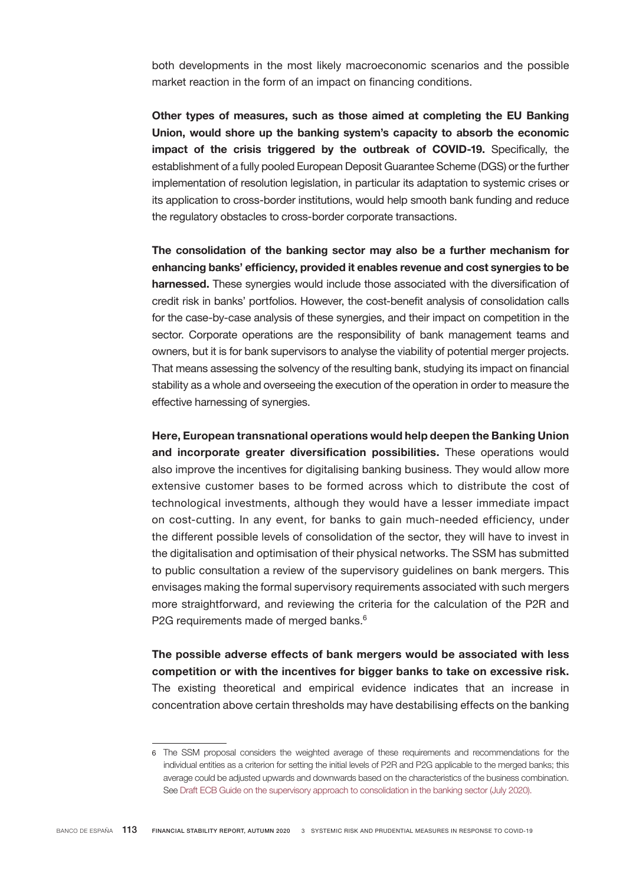both developments in the most likely macroeconomic scenarios and the possible market reaction in the form of an impact on financing conditions.

**Other types of measures, such as those aimed at completing the EU Banking Union, would shore up the banking system's capacity to absorb the economic impact of the crisis triggered by the outbreak of COVID-19.** Specifically, the establishment of a fully pooled European Deposit Guarantee Scheme (DGS) or the further implementation of resolution legislation, in particular its adaptation to systemic crises or its application to cross-border institutions, would help smooth bank funding and reduce the regulatory obstacles to cross-border corporate transactions.

**The consolidation of the banking sector may also be a further mechanism for enhancing banks' efficiency, provided it enables revenue and cost synergies to be harnessed.** These synergies would include those associated with the diversification of credit risk in banks' portfolios. However, the cost-benefit analysis of consolidation calls for the case-by-case analysis of these synergies, and their impact on competition in the sector. Corporate operations are the responsibility of bank management teams and owners, but it is for bank supervisors to analyse the viability of potential merger projects. That means assessing the solvency of the resulting bank, studying its impact on financial stability as a whole and overseeing the execution of the operation in order to measure the effective harnessing of synergies.

**Here, European transnational operations would help deepen the Banking Union and incorporate greater diversification possibilities.** These operations would also improve the incentives for digitalising banking business. They would allow more extensive customer bases to be formed across which to distribute the cost of technological investments, although they would have a lesser immediate impact on cost-cutting. In any event, for banks to gain much-needed efficiency, under the different possible levels of consolidation of the sector, they will have to invest in the digitalisation and optimisation of their physical networks. The SSM has submitted to public consultation a review of the supervisory guidelines on bank mergers. This envisages making the formal supervisory requirements associated with such mergers more straightforward, and reviewing the criteria for the calculation of the P2R and P2G requirements made of merged banks.[6]

**The possible adverse effects of bank mergers would be associated with less competition or with the incentives for bigger banks to take on excessive risk.** The existing theoretical and empirical evidence indicates that an increase in concentration above certain thresholds may have destabilising effects on the banking

---

6 The SSM proposal considers the weighted average of these requirements and recommendations for the individual entities as a criterion for setting the initial levels of P2R and P2G applicable to the merged banks; this average could be adjusted upwards and downwards based on the characteristics of the business combination. See Draft ECB Guide on the supervisory approach to consolidation in the banking sector (July 2020).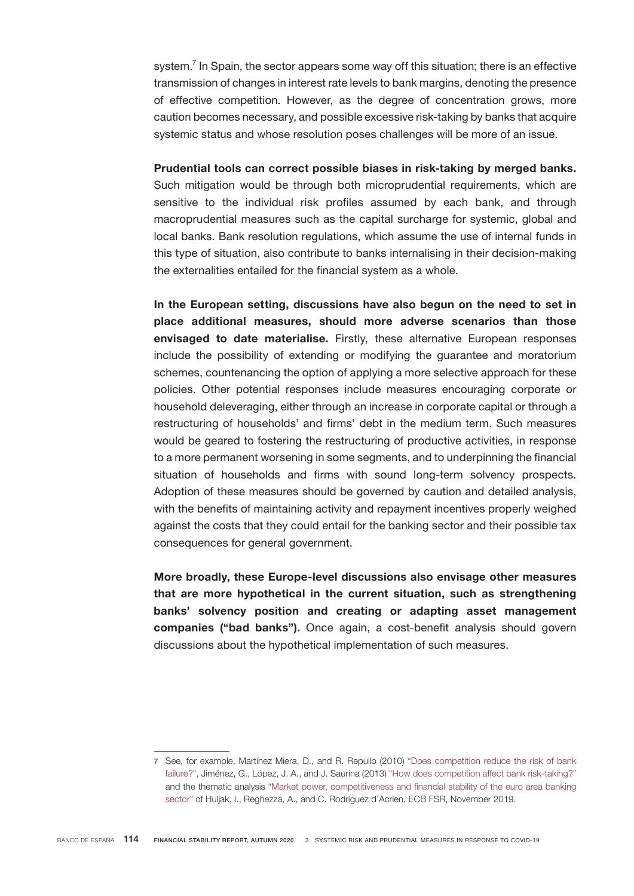system.[7] In Spain, the sector appears some way off this situation; there is an effective transmission of changes in interest rate levels to bank margins, denoting the presence of effective competition. However, as the degree of concentration grows, more caution becomes necessary, and possible excessive risk-taking by banks that acquire systemic status and whose resolution poses challenges will be more of an issue.

**Prudential tools can correct possible biases in risk-taking by merged banks.** Such mitigation would be through both microprudential requirements, which are sensitive to the individual risk profiles assumed by each bank, and through macroprudential measures such as the capital surcharge for systemic, global and local banks. Bank resolution regulations, which assume the use of internal funds in this type of situation, also contribute to banks internalising in their decision-making the externalities entailed for the financial system as a whole.

**In the European setting, discussions have also begun on the need to set in place additional measures, should more adverse scenarios than those envisaged to date materialise.** Firstly, these alternative European responses include the possibility of extending or modifying the guarantee and moratorium schemes, countenancing the option of applying a more selective approach for these policies. Other potential responses include measures encouraging corporate or household deleveraging, either through an increase in corporate capital or through a restructuring of households' and firms' debt in the medium term. Such measures would be geared to fostering the restructuring of productive activities, in response to a more permanent worsening in some segments, and to underpinning the financial situation of households and firms with sound long-term solvency prospects. Adoption of these measures should be governed by caution and detailed analysis, with the benefits of maintaining activity and repayment incentives properly weighed against the costs that they could entail for the banking sector and their possible tax consequences for general government.

**More broadly, these Europe-level discussions also envisage other measures that are more hypothetical in the current situation, such as strengthening banks' solvency position and creating or adapting asset management companies ("bad banks").** Once again, a cost-benefit analysis should govern discussions about the hypothetical implementation of such measures.

---

7 See, for example, Martínez Miera, D., and R. Repullo (2010) "Does competition reduce the risk of bank failure?", Jiménez, G., López, J. A., and J. Saurina (2013) "How does competition affect bank risk-taking?" and the thematic analysis "Market power, competitiveness and financial stability of the euro area banking sector" of Huljak, I., Reghezza, A., and C. Rodriguez d'Acrien, ECB FSR, November 2019.